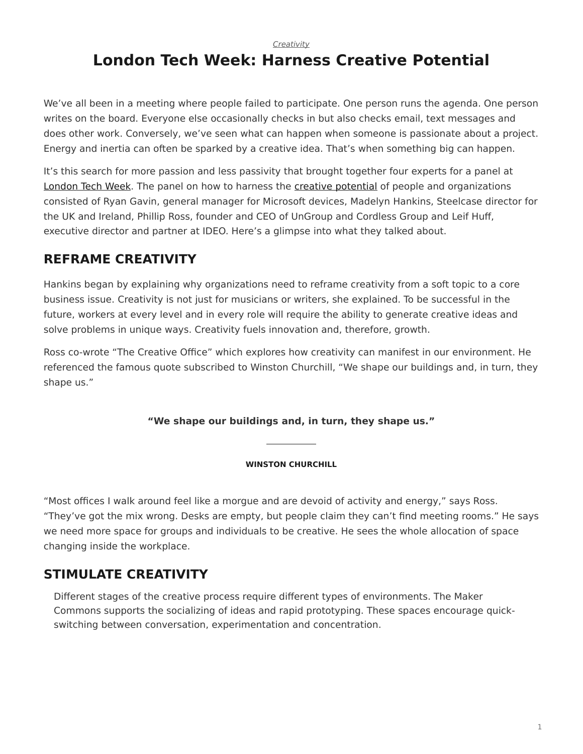*Creativity*

# London Tech Week: Harness Creative Potential

We've all been in a meeting where people failed to participate. One person runs the agenda. One person writes on the board. Everyone else occasionally checks in but also checks email, text messages and does other work. Conversely, we've seen what can happen when someone is passionate about a project. Energy and inertia can often be sparked by a creative idea. That's when something big can happen.

It's this search for more passion and less passivity that brought together four experts for a panel at London Tech Week. The panel on how to harness the creative potential of people and organizations consisted of Ryan Gavin, general manager for Microsoft devices, Madelyn Hankins, Steelcase director for the UK and Ireland, Phillip Ross, founder and CEO of UnGroup and Cordless Group and Leif Huff, executive director and partner at IDEO. Here's a glimpse into what they talked about.

## REFRAME CREATIVITY

Hankins began by explaining why organizations need to reframe creativity from a soft topic to a core business issue. Creativity is not just for musicians or writers, she explained. To be successful in the future, workers at every level and in every role will require the ability to generate creative ideas and solve problems in unique ways. Creativity fuels innovation and, therefore, growth.

Ross co-wrote "The Creative Office" which explores how creativity can manifest in our environment. He referenced the famous quote subscribed to Winston Churchill, "We shape our buildings and, in turn, they shape us."

> **"We shape our buildings and, in turn, they shape us."**
>
> **WINSTON CHURCHILL**

"Most offices I walk around feel like a morgue and are devoid of activity and energy," says Ross. "They've got the mix wrong. Desks are empty, but people claim they can't find meeting rooms." He says we need more space for groups and individuals to be creative. He sees the whole allocation of space changing inside the workplace.

## STIMULATE CREATIVITY

Different stages of the creative process require different types of environments. The Maker Commons supports the socializing of ideas and rapid prototyping. These spaces encourage quick-switching between conversation, experimentation and concentration.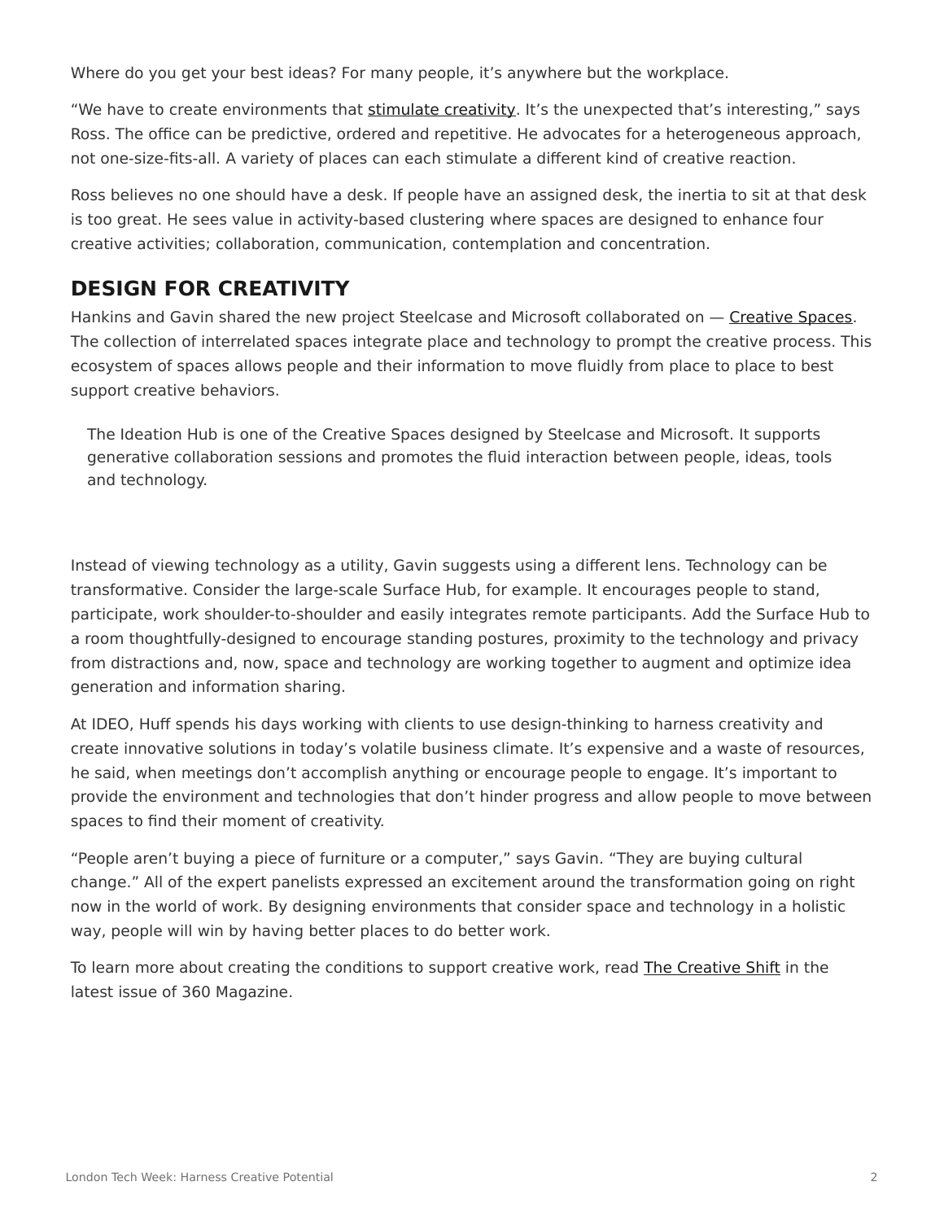Where do you get your best ideas? For many people, it's anywhere but the workplace.

"We have to create environments that stimulate creativity. It's the unexpected that's interesting," says Ross. The office can be predictive, ordered and repetitive. He advocates for a heterogeneous approach, not one-size-fits-all. A variety of places can each stimulate a different kind of creative reaction.

Ross believes no one should have a desk. If people have an assigned desk, the inertia to sit at that desk is too great. He sees value in activity-based clustering where spaces are designed to enhance four creative activities; collaboration, communication, contemplation and concentration.

## DESIGN FOR CREATIVITY

Hankins and Gavin shared the new project Steelcase and Microsoft collaborated on — Creative Spaces. The collection of interrelated spaces integrate place and technology to prompt the creative process. This ecosystem of spaces allows people and their information to move fluidly from place to place to best support creative behaviors.

The Ideation Hub is one of the Creative Spaces designed by Steelcase and Microsoft. It supports generative collaboration sessions and promotes the fluid interaction between people, ideas, tools and technology.

Instead of viewing technology as a utility, Gavin suggests using a different lens. Technology can be transformative. Consider the large-scale Surface Hub, for example. It encourages people to stand, participate, work shoulder-to-shoulder and easily integrates remote participants. Add the Surface Hub to a room thoughtfully-designed to encourage standing postures, proximity to the technology and privacy from distractions and, now, space and technology are working together to augment and optimize idea generation and information sharing.

At IDEO, Huff spends his days working with clients to use design-thinking to harness creativity and create innovative solutions in today's volatile business climate. It's expensive and a waste of resources, he said, when meetings don't accomplish anything or encourage people to engage. It's important to provide the environment and technologies that don't hinder progress and allow people to move between spaces to find their moment of creativity.

"People aren't buying a piece of furniture or a computer," says Gavin. "They are buying cultural change." All of the expert panelists expressed an excitement around the transformation going on right now in the world of work. By designing environments that consider space and technology in a holistic way, people will win by having better places to do better work.

To learn more about creating the conditions to support creative work, read The Creative Shift in the latest issue of 360 Magazine.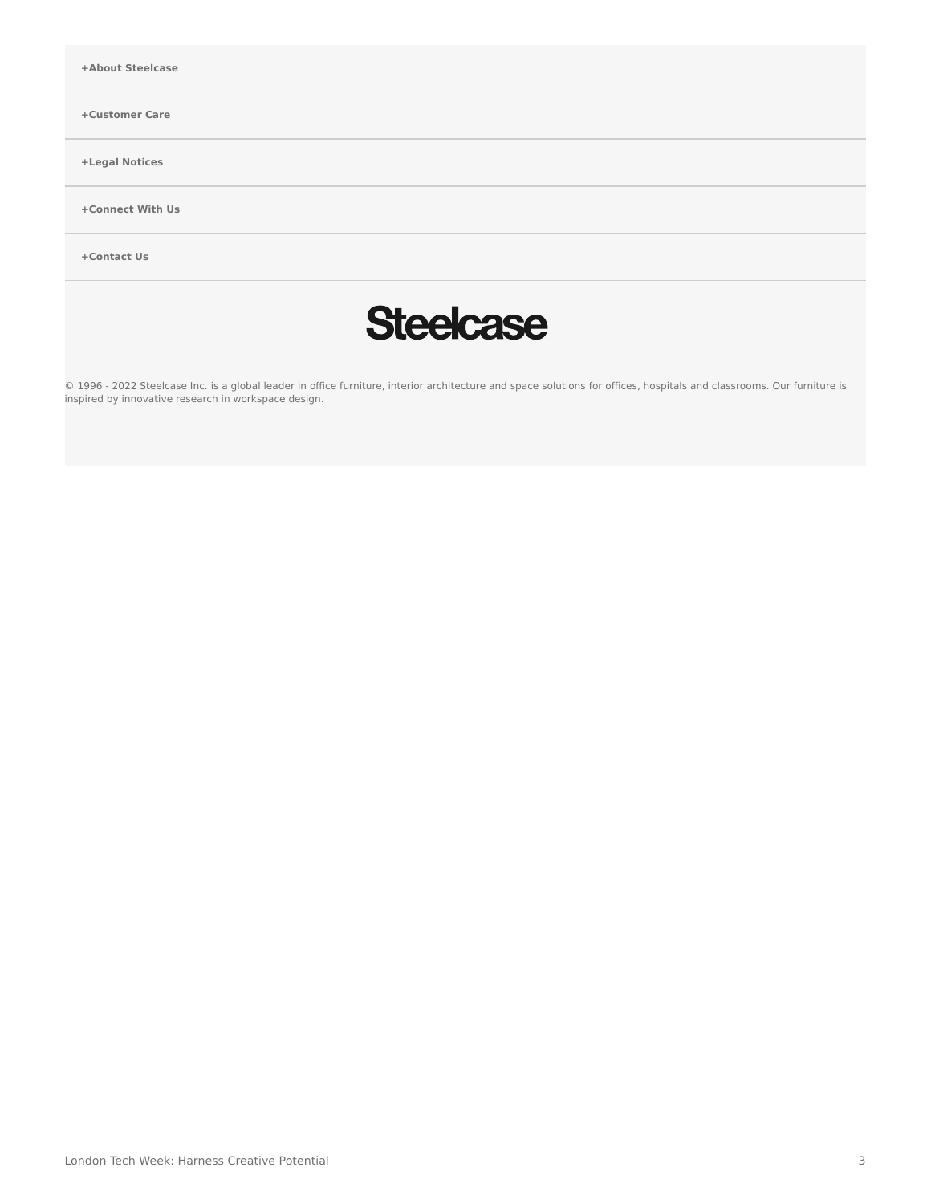**+About Steelcase**

**+Customer Care**

**+Legal Notices**

**+Connect With Us**

**+Contact Us**

Steelcase

© 1996 - 2022 Steelcase Inc. is a global leader in office furniture, interior architecture and space solutions for offices, hospitals and classrooms. Our furniture is inspired by innovative research in workspace design.